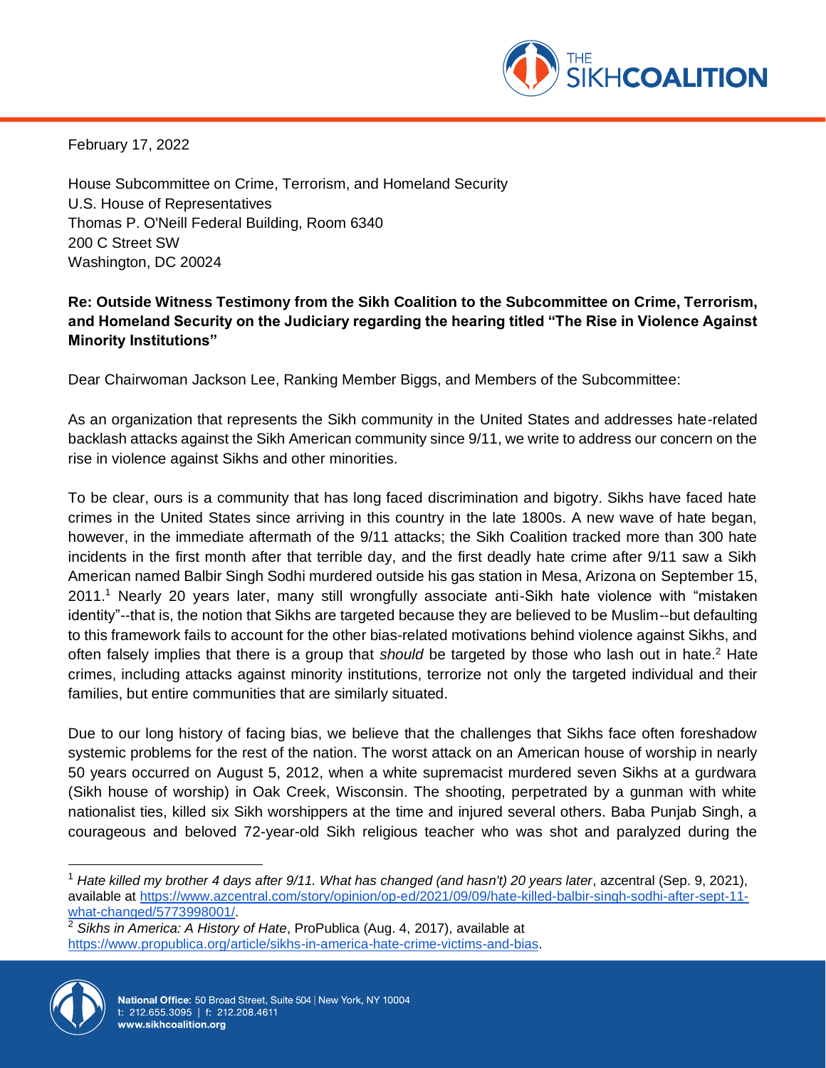February 17, 2022

House Subcommittee on Crime, Terrorism, and Homeland Security
U.S. House of Representatives
Thomas P. O'Neill Federal Building, Room 6340
200 C Street SW
Washington, DC 20024

**Re: Outside Witness Testimony from the Sikh Coalition to the Subcommittee on Crime, Terrorism, and Homeland Security on the Judiciary regarding the hearing titled "The Rise in Violence Against Minority Institutions"**

Dear Chairwoman Jackson Lee, Ranking Member Biggs, and Members of the Subcommittee:

As an organization that represents the Sikh community in the United States and addresses hate-related backlash attacks against the Sikh American community since 9/11, we write to address our concern on the rise in violence against Sikhs and other minorities.

To be clear, ours is a community that has long faced discrimination and bigotry. Sikhs have faced hate crimes in the United States since arriving in this country in the late 1800s. A new wave of hate began, however, in the immediate aftermath of the 9/11 attacks; the Sikh Coalition tracked more than 300 hate incidents in the first month after that terrible day, and the first deadly hate crime after 9/11 saw a Sikh American named Balbir Singh Sodhi murdered outside his gas station in Mesa, Arizona on September 15, 2011.[1] Nearly 20 years later, many still wrongfully associate anti-Sikh hate violence with "mistaken identity"--that is, the notion that Sikhs are targeted because they are believed to be Muslim--but defaulting to this framework fails to account for the other bias-related motivations behind violence against Sikhs, and often falsely implies that there is a group that *should* be targeted by those who lash out in hate.[2] Hate crimes, including attacks against minority institutions, terrorize not only the targeted individual and their families, but entire communities that are similarly situated.

Due to our long history of facing bias, we believe that the challenges that Sikhs face often foreshadow systemic problems for the rest of the nation. The worst attack on an American house of worship in nearly 50 years occurred on August 5, 2012, when a white supremacist murdered seven Sikhs at a gurdwara (Sikh house of worship) in Oak Creek, Wisconsin. The shooting, perpetrated by a gunman with white nationalist ties, killed six Sikh worshippers at the time and injured several others. Baba Punjab Singh, a courageous and beloved 72-year-old Sikh religious teacher who was shot and paralyzed during the

---

[1] *Hate killed my brother 4 days after 9/11. What has changed (and hasn't) 20 years later*, azcentral (Sep. 9, 2021), available at https://www.azcentral.com/story/opinion/op-ed/2021/09/09/hate-killed-balbir-singh-sodhi-after-sept-11-what-changed/5773998001/.

[2] *Sikhs in America: A History of Hate*, ProPublica (Aug. 4, 2017), available at https://www.propublica.org/article/sikhs-in-america-hate-crime-victims-and-bias.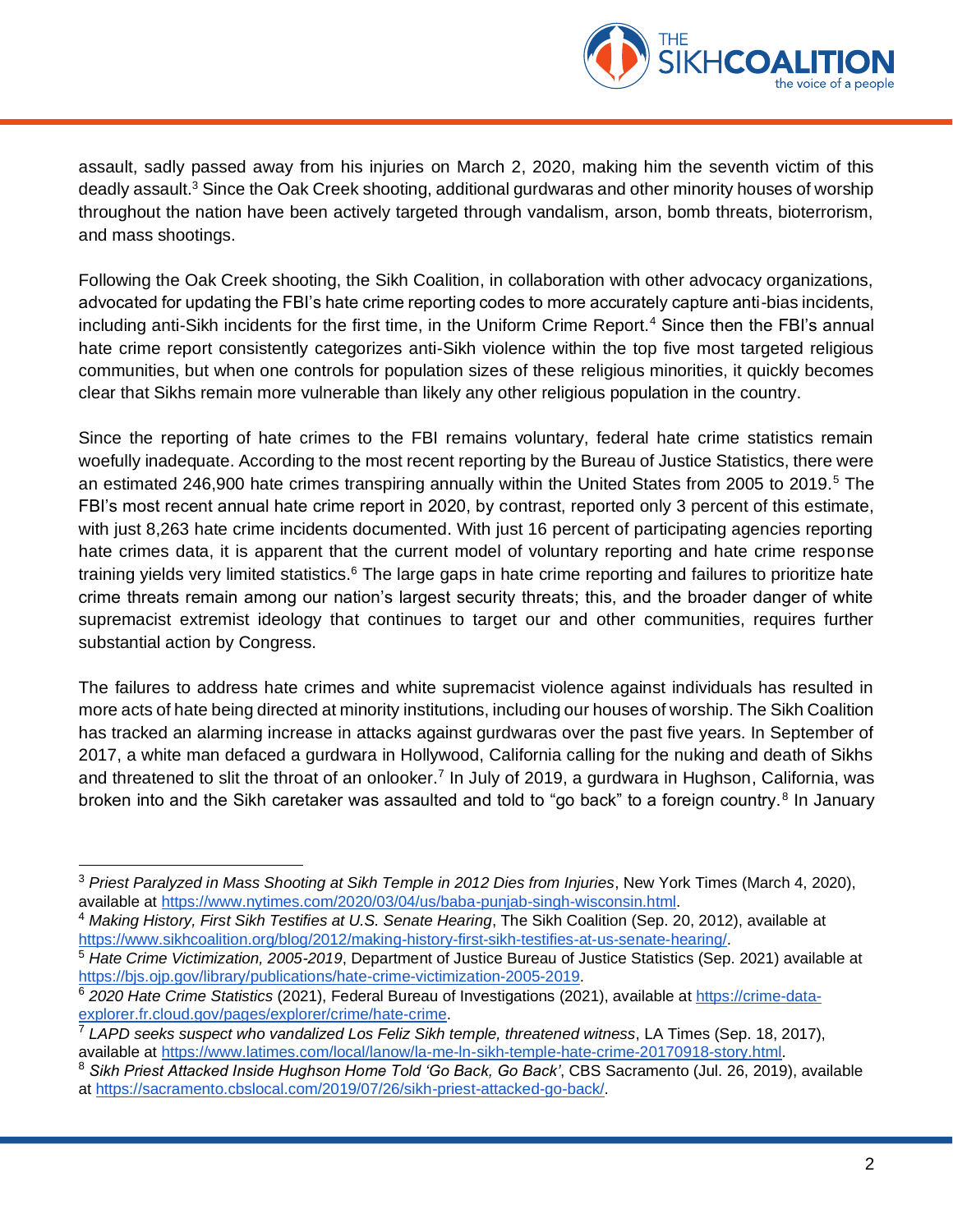assault, sadly passed away from his injuries on March 2, 2020, making him the seventh victim of this deadly assault.[3] Since the Oak Creek shooting, additional gurdwaras and other minority houses of worship throughout the nation have been actively targeted through vandalism, arson, bomb threats, bioterrorism, and mass shootings.

Following the Oak Creek shooting, the Sikh Coalition, in collaboration with other advocacy organizations, advocated for updating the FBI's hate crime reporting codes to more accurately capture anti-bias incidents, including anti-Sikh incidents for the first time, in the Uniform Crime Report.[4] Since then the FBI's annual hate crime report consistently categorizes anti-Sikh violence within the top five most targeted religious communities, but when one controls for population sizes of these religious minorities, it quickly becomes clear that Sikhs remain more vulnerable than likely any other religious population in the country.

Since the reporting of hate crimes to the FBI remains voluntary, federal hate crime statistics remain woefully inadequate. According to the most recent reporting by the Bureau of Justice Statistics, there were an estimated 246,900 hate crimes transpiring annually within the United States from 2005 to 2019.[5] The FBI's most recent annual hate crime report in 2020, by contrast, reported only 3 percent of this estimate, with just 8,263 hate crime incidents documented. With just 16 percent of participating agencies reporting hate crimes data, it is apparent that the current model of voluntary reporting and hate crime response training yields very limited statistics.[6] The large gaps in hate crime reporting and failures to prioritize hate crime threats remain among our nation's largest security threats; this, and the broader danger of white supremacist extremist ideology that continues to target our and other communities, requires further substantial action by Congress.

The failures to address hate crimes and white supremacist violence against individuals has resulted in more acts of hate being directed at minority institutions, including our houses of worship. The Sikh Coalition has tracked an alarming increase in attacks against gurdwaras over the past five years. In September of 2017, a white man defaced a gurdwara in Hollywood, California calling for the nuking and death of Sikhs and threatened to slit the throat of an onlooker.[7] In July of 2019, a gurdwara in Hughson, California, was broken into and the Sikh caretaker was assaulted and told to "go back" to a foreign country.[8] In January

---

[3] *Priest Paralyzed in Mass Shooting at Sikh Temple in 2012 Dies from Injuries*, New York Times (March 4, 2020), available at https://www.nytimes.com/2020/03/04/us/baba-punjab-singh-wisconsin.html.

[4] *Making History, First Sikh Testifies at U.S. Senate Hearing*, The Sikh Coalition (Sep. 20, 2012), available at https://www.sikhcoalition.org/blog/2012/making-history-first-sikh-testifies-at-us-senate-hearing/.

[5] *Hate Crime Victimization, 2005-2019*, Department of Justice Bureau of Justice Statistics (Sep. 2021) available at https://bjs.ojp.gov/library/publications/hate-crime-victimization-2005-2019.

[6] *2020 Hate Crime Statistics* (2021), Federal Bureau of Investigations (2021), available at https://crime-data-explorer.fr.cloud.gov/pages/explorer/crime/hate-crime.

[7] *LAPD seeks suspect who vandalized Los Feliz Sikh temple, threatened witness*, LA Times (Sep. 18, 2017), available at https://www.latimes.com/local/lanow/la-me-ln-sikh-temple-hate-crime-20170918-story.html.

[8] *Sikh Priest Attacked Inside Hughson Home Told 'Go Back, Go Back'*, CBS Sacramento (Jul. 26, 2019), available at https://sacramento.cbslocal.com/2019/07/26/sikh-priest-attacked-go-back/.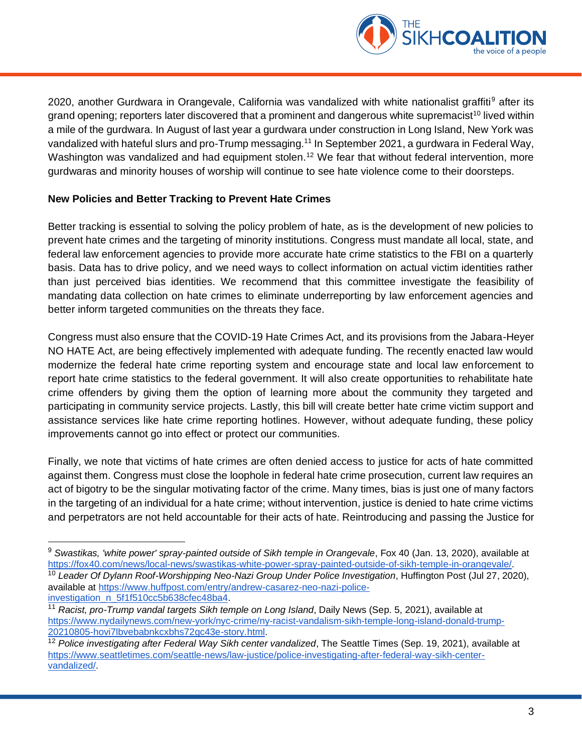2020, another Gurdwara in Orangevale, California was vandalized with white nationalist graffiti[9] after its grand opening; reporters later discovered that a prominent and dangerous white supremacist[10] lived within a mile of the gurdwara. In August of last year a gurdwara under construction in Long Island, New York was vandalized with hateful slurs and pro-Trump messaging.[11] In September 2021, a gurdwara in Federal Way, Washington was vandalized and had equipment stolen.[12] We fear that without federal intervention, more gurdwaras and minority houses of worship will continue to see hate violence come to their doorsteps.

**New Policies and Better Tracking to Prevent Hate Crimes**

Better tracking is essential to solving the policy problem of hate, as is the development of new policies to prevent hate crimes and the targeting of minority institutions. Congress must mandate all local, state, and federal law enforcement agencies to provide more accurate hate crime statistics to the FBI on a quarterly basis. Data has to drive policy, and we need ways to collect information on actual victim identities rather than just perceived bias identities. We recommend that this committee investigate the feasibility of mandating data collection on hate crimes to eliminate underreporting by law enforcement agencies and better inform targeted communities on the threats they face.

Congress must also ensure that the COVID-19 Hate Crimes Act, and its provisions from the Jabara-Heyer NO HATE Act, are being effectively implemented with adequate funding. The recently enacted law would modernize the federal hate crime reporting system and encourage state and local law enforcement to report hate crime statistics to the federal government. It will also create opportunities to rehabilitate hate crime offenders by giving them the option of learning more about the community they targeted and participating in community service projects. Lastly, this bill will create better hate crime victim support and assistance services like hate crime reporting hotlines. However, without adequate funding, these policy improvements cannot go into effect or protect our communities.

Finally, we note that victims of hate crimes are often denied access to justice for acts of hate committed against them. Congress must close the loophole in federal hate crime prosecution, current law requires an act of bigotry to be the singular motivating factor of the crime. Many times, bias is just one of many factors in the targeting of an individual for a hate crime; without intervention, justice is denied to hate crime victims and perpetrators are not held accountable for their acts of hate. Reintroducing and passing the Justice for

---

[9] *Swastikas, 'white power' spray-painted outside of Sikh temple in Orangevale*, Fox 40 (Jan. 13, 2020), available at https://fox40.com/news/local-news/swastikas-white-power-spray-painted-outside-of-sikh-temple-in-orangevale/.

[10] *Leader Of Dylann Roof-Worshipping Neo-Nazi Group Under Police Investigation*, Huffington Post (Jul 27, 2020), available at https://www.huffpost.com/entry/andrew-casarez-neo-nazi-police-investigation_n_5f1f510cc5b638cfec48ba4.

[11] *Racist, pro-Trump vandal targets Sikh temple on Long Island*, Daily News (Sep. 5, 2021), available at https://www.nydailynews.com/new-york/nyc-crime/ny-racist-vandalism-sikh-temple-long-island-donald-trump-20210805-hovi7lbvebabnkcxbhs72gc43e-story.html.

[12] *Police investigating after Federal Way Sikh center vandalized*, The Seattle Times (Sep. 19, 2021), available at https://www.seattletimes.com/seattle-news/law-justice/police-investigating-after-federal-way-sikh-center-vandalized/.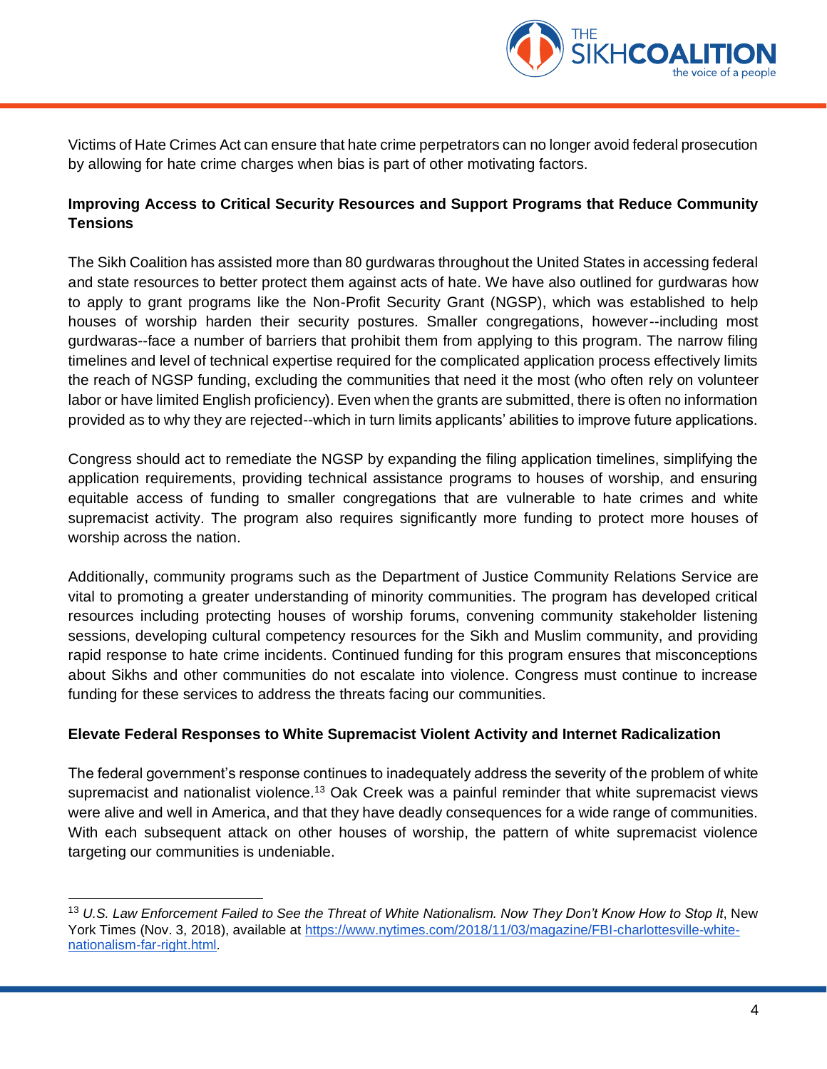Victims of Hate Crimes Act can ensure that hate crime perpetrators can no longer avoid federal prosecution by allowing for hate crime charges when bias is part of other motivating factors.

**Improving Access to Critical Security Resources and Support Programs that Reduce Community Tensions**

The Sikh Coalition has assisted more than 80 gurdwaras throughout the United States in accessing federal and state resources to better protect them against acts of hate. We have also outlined for gurdwaras how to apply to grant programs like the Non-Profit Security Grant (NGSP), which was established to help houses of worship harden their security postures. Smaller congregations, however--including most gurdwaras--face a number of barriers that prohibit them from applying to this program. The narrow filing timelines and level of technical expertise required for the complicated application process effectively limits the reach of NGSP funding, excluding the communities that need it the most (who often rely on volunteer labor or have limited English proficiency). Even when the grants are submitted, there is often no information provided as to why they are rejected--which in turn limits applicants' abilities to improve future applications.

Congress should act to remediate the NGSP by expanding the filing application timelines, simplifying the application requirements, providing technical assistance programs to houses of worship, and ensuring equitable access of funding to smaller congregations that are vulnerable to hate crimes and white supremacist activity. The program also requires significantly more funding to protect more houses of worship across the nation.

Additionally, community programs such as the Department of Justice Community Relations Service are vital to promoting a greater understanding of minority communities. The program has developed critical resources including protecting houses of worship forums, convening community stakeholder listening sessions, developing cultural competency resources for the Sikh and Muslim community, and providing rapid response to hate crime incidents. Continued funding for this program ensures that misconceptions about Sikhs and other communities do not escalate into violence. Congress must continue to increase funding for these services to address the threats facing our communities.

**Elevate Federal Responses to White Supremacist Violent Activity and Internet Radicalization**

The federal government's response continues to inadequately address the severity of the problem of white supremacist and nationalist violence.[13] Oak Creek was a painful reminder that white supremacist views were alive and well in America, and that they have deadly consequences for a wide range of communities. With each subsequent attack on other houses of worship, the pattern of white supremacist violence targeting our communities is undeniable.

---

[13] *U.S. Law Enforcement Failed to See the Threat of White Nationalism. Now They Don't Know How to Stop It*, New York Times (Nov. 3, 2018), available at https://www.nytimes.com/2018/11/03/magazine/FBI-charlottesville-white-nationalism-far-right.html.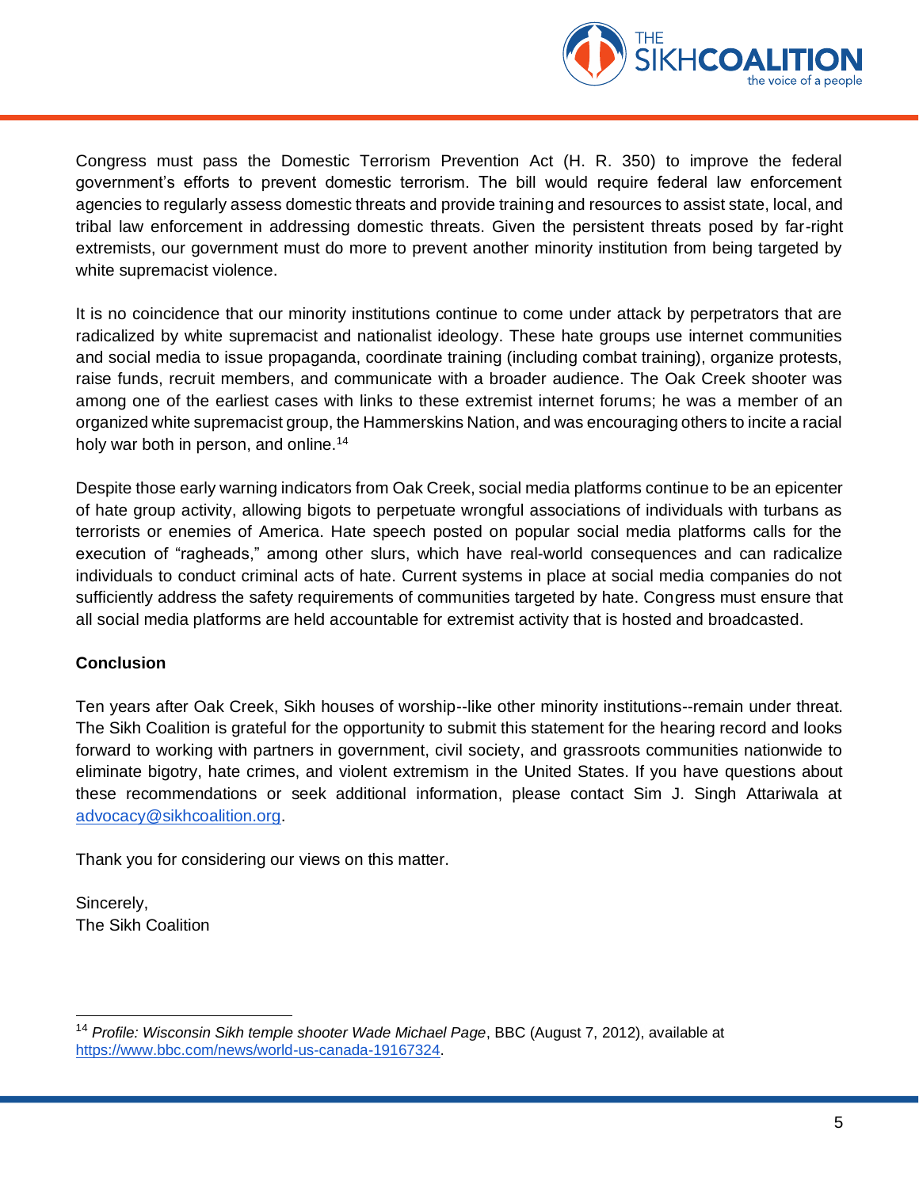Congress must pass the Domestic Terrorism Prevention Act (H. R. 350) to improve the federal government's efforts to prevent domestic terrorism. The bill would require federal law enforcement agencies to regularly assess domestic threats and provide training and resources to assist state, local, and tribal law enforcement in addressing domestic threats. Given the persistent threats posed by far-right extremists, our government must do more to prevent another minority institution from being targeted by white supremacist violence.

It is no coincidence that our minority institutions continue to come under attack by perpetrators that are radicalized by white supremacist and nationalist ideology. These hate groups use internet communities and social media to issue propaganda, coordinate training (including combat training), organize protests, raise funds, recruit members, and communicate with a broader audience. The Oak Creek shooter was among one of the earliest cases with links to these extremist internet forums; he was a member of an organized white supremacist group, the Hammerskins Nation, and was encouraging others to incite a racial holy war both in person, and online.[14]

Despite those early warning indicators from Oak Creek, social media platforms continue to be an epicenter of hate group activity, allowing bigots to perpetuate wrongful associations of individuals with turbans as terrorists or enemies of America. Hate speech posted on popular social media platforms calls for the execution of "ragheads," among other slurs, which have real-world consequences and can radicalize individuals to conduct criminal acts of hate. Current systems in place at social media companies do not sufficiently address the safety requirements of communities targeted by hate. Congress must ensure that all social media platforms are held accountable for extremist activity that is hosted and broadcasted.

**Conclusion**

Ten years after Oak Creek, Sikh houses of worship--like other minority institutions--remain under threat. The Sikh Coalition is grateful for the opportunity to submit this statement for the hearing record and looks forward to working with partners in government, civil society, and grassroots communities nationwide to eliminate bigotry, hate crimes, and violent extremism in the United States. If you have questions about these recommendations or seek additional information, please contact Sim J. Singh Attariwala at advocacy@sikhcoalition.org.

Thank you for considering our views on this matter.

Sincerely,
The Sikh Coalition

---

[14] *Profile: Wisconsin Sikh temple shooter Wade Michael Page*, BBC (August 7, 2012), available at https://www.bbc.com/news/world-us-canada-19167324.